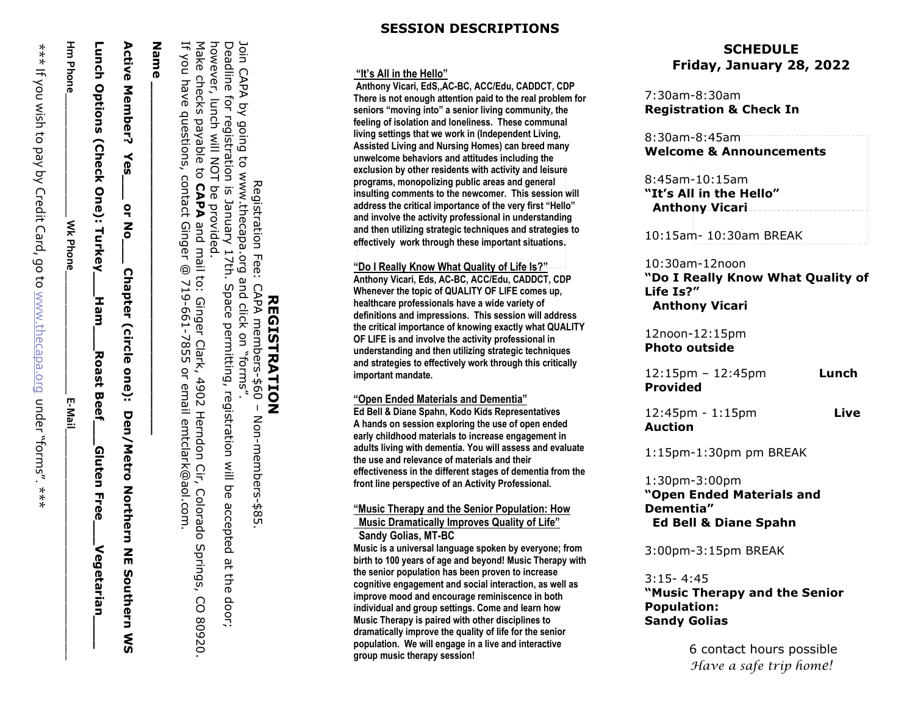# REGISTRATION

Registration Fee: CAPA members-$60 – Non-members-$85.

Join CAPA by going to www.thecapa.org and click on "forms".
Deadline for registration is January 17th. Space permitting, registration will be accepted at the door; however, lunch will NOT be provided.
Make checks payable to **CAPA** and mail to: Ginger Clark, 4902 Herndon Cir, Colorado Springs, CO 80920.
If you have questions, contact Ginger @ 719-661-7855 or email emtclark@aol.com.

**Name** ___________________________

**Active Member? Yes___ or No___ Chapter (circle one): Den/Metro Northern NE Southern WS**

**Lunch Options (Check One): Turkey___Ham___Roast Beef___Gluten Free___Vegetarian___**

Hm Phone__________ Wk Phone__________ E-Mail__________________

*** If you wish to pay by Credit Card, go to www.thecapa.org under "forms". ***

## SESSION DESCRIPTIONS

**"It's All in the Hello"**
**Anthony Vicari, EdS,,AC-BC, ACC/Edu, CADDCT, CDP**
**There is not enough attention paid to the real problem for seniors "moving into" a senior living community, the feeling of isolation and loneliness. These communal living settings that we work in (Independent Living, Assisted Living and Nursing Homes) can breed many unwelcome behaviors and attitudes including the exclusion by other residents with activity and leisure programs, monopolizing public areas and general insulting comments to the newcomer. This session will address the critical importance of the very first "Hello" and involve the activity professional in understanding and then utilizing strategic techniques and strategies to effectively work through these important situations.**

**"Do I Really Know What Quality of Life Is?"**
**Anthony Vicari, Eds, AC-BC, ACC/Edu, CADDCT, CDP**
**Whenever the topic of QUALITY OF LIFE comes up, healthcare professionals have a wide variety of definitions and impressions. This session will address the critical importance of knowing exactly what QUALITY OF LIFE is and involve the activity professional in understanding and then utilizing strategic techniques and strategies to effectively work through this critically important mandate.**

**"Open Ended Materials and Dementia"**
**Ed Bell & Diane Spahn, Kodo Kids Representatives**
**A hands on session exploring the use of open ended early childhood materials to increase engagement in adults living with dementia. You will assess and evaluate the use and relevance of materials and their effectiveness in the different stages of dementia from the front line perspective of an Activity Professional.**

**"Music Therapy and the Senior Population: How Music Dramatically Improves Quality of Life"**
**Sandy Golias, MT-BC**
**Music is a universal language spoken by everyone; from birth to 100 years of age and beyond! Music Therapy with the senior population has been proven to increase cognitive engagement and social interaction, as well as improve mood and encourage reminiscence in both individual and group settings. Come and learn how Music Therapy is paired with other disciplines to dramatically improve the quality of life for the senior population. We will engage in a live and interactive group music therapy session!**

## SCHEDULE
## Friday, January 28, 2022

7:30am-8:30am
**Registration & Check In**

8:30am-8:45am
**Welcome & Announcements**

8:45am-10:15am
**"It's All in the Hello"**
**Anthony Vicari**

10:15am- 10:30am BREAK

10:30am-12noon
**"Do I Really Know What Quality of Life Is?"**
**Anthony Vicari**

12noon-12:15pm
**Photo outside**

12:15pm – 12:45pm **Lunch Provided**

12:45pm - 1:15pm **Live Auction**

1:15pm-1:30pm pm BREAK

1:30pm-3:00pm
**"Open Ended Materials and Dementia"**
**Ed Bell & Diane Spahn**

3:00pm-3:15pm BREAK

3:15- 4:45
**"Music Therapy and the Senior Population:**
**Sandy Golias**

6 contact hours possible
*Have a safe trip home!*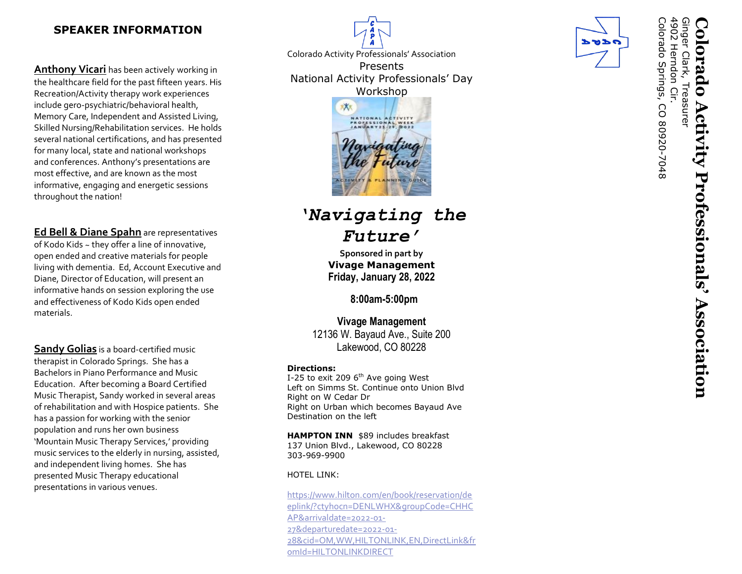## SPEAKER INFORMATION

**Anthony Vicari** has been actively working in the healthcare field for the past fifteen years. His Recreation/Activity therapy work experiences include gero-psychiatric/behavioral health, Memory Care, Independent and Assisted Living, Skilled Nursing/Rehabilitation services. He holds several national certifications, and has presented for many local, state and national workshops and conferences. Anthony's presentations are most effective, and are known as the most informative, engaging and energetic sessions throughout the nation!

**Ed Bell & Diane Spahn** are representatives of Kodo Kids ~ they offer a line of innovative, open ended and creative materials for people living with dementia. Ed, Account Executive and Diane, Director of Education, will present an informative hands on session exploring the use and effectiveness of Kodo Kids open ended materials.

**Sandy Golias** is a board-certified music therapist in Colorado Springs. She has a Bachelors in Piano Performance and Music Education. After becoming a Board Certified Music Therapist, Sandy worked in several areas of rehabilitation and with Hospice patients. She has a passion for working with the senior population and runs her own business 'Mountain Music Therapy Services,' providing music services to the elderly in nursing, assisted, and independent living homes. She has presented Music Therapy educational presentations in various venues.

Colorado Activity Professionals' Association
Presents
National Activity Professionals' Day
Workshop

NATIONAL ACTIVITY PROFESSIONAL WEEK
JANUARY 23-29, 2022
Navigating the Future
ACTIVITY & PLANNING GUIDE

# *'Navigating the Future'*

**Sponsored in part by**
**Vivage Management**
**Friday, January 28, 2022**

**8:00am-5:00pm**

**Vivage Management**
12136 W. Bayaud Ave., Suite 200
Lakewood, CO 80228

**Directions:**
I-25 to exit 209 6th Ave going West
Left on Simms St. Continue onto Union Blvd
Right on W Cedar Dr
Right on Urban which becomes Bayaud Ave
Destination on the left

**HAMPTON INN** $89 includes breakfast
137 Union Blvd., Lakewood, CO 80228
303-969-9900

HOTEL LINK:

https://www.hilton.com/en/book/reservation/deeplink/?ctyhocn=DENLWHX&groupCode=CHHCAP&arrivaldate=2022-01-27&departuredate=2022-01-28&cid=OM,WW,HILTONLINK,EN,DirectLink&fromId=HILTONLINKDIRECT

**Colorado Activity Professionals' Association**
Ginger Clark, Treasurer
4902 Herndon Cir.
Colorado Springs, CO 80920-7048